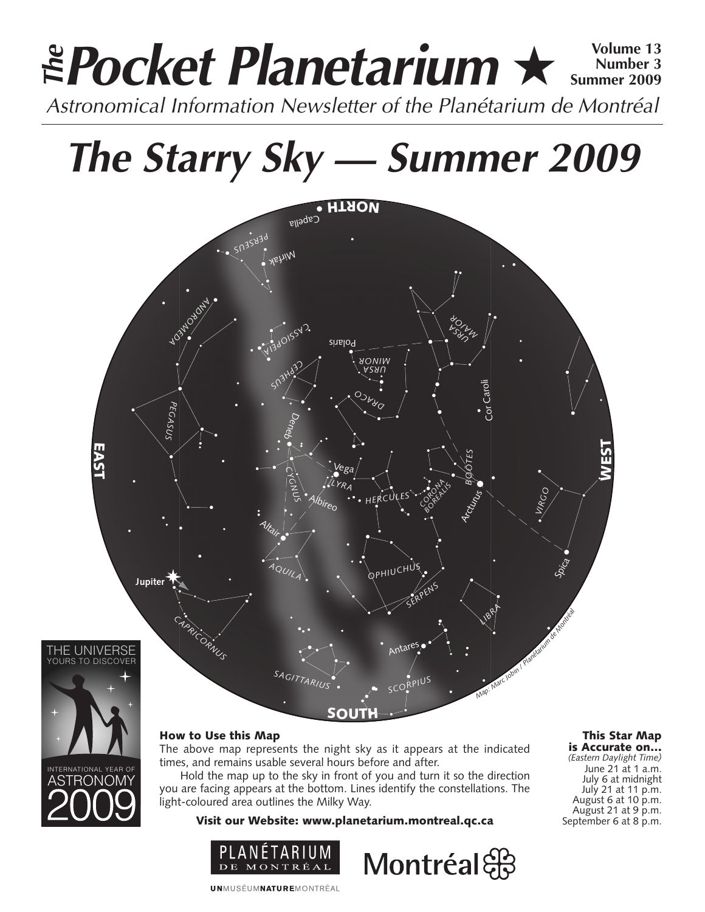# The Pocket Planetarium ★

**Volume 13**
**Number 3**
**Summer 2009**

*Astronomical Information Newsletter of the Planétarium de Montréal*

# *The Starry Sky — Summer 2009*

*Map: Marc Jobin / Planétarium de Montréal*

### How to Use this Map

The above map represents the night sky as it appears at the indicated times, and remains usable several hours before and after.

Hold the map up to the sky in front of you and turn it so the direction you are facing appears at the bottom. Lines identify the constellations. The light-coloured area outlines the Milky Way.

**Visit our Website: www.planetarium.montreal.qc.ca**

### This Star Map is Accurate on...

*(Eastern Daylight Time)*

June 21 at 1 a.m.
July 6 at midnight
July 21 at 11 p.m.
August 6 at 10 p.m.
August 21 at 9 p.m.
September 6 at 8 p.m.

THE UNIVERSE YOURS TO DISCOVER — INTERNATIONAL YEAR OF ASTRONOMY 2009

PLANÉTARIUM DE MONTRÉAL — Montréal

UNMUSÉUMNATUREMONTRÉAL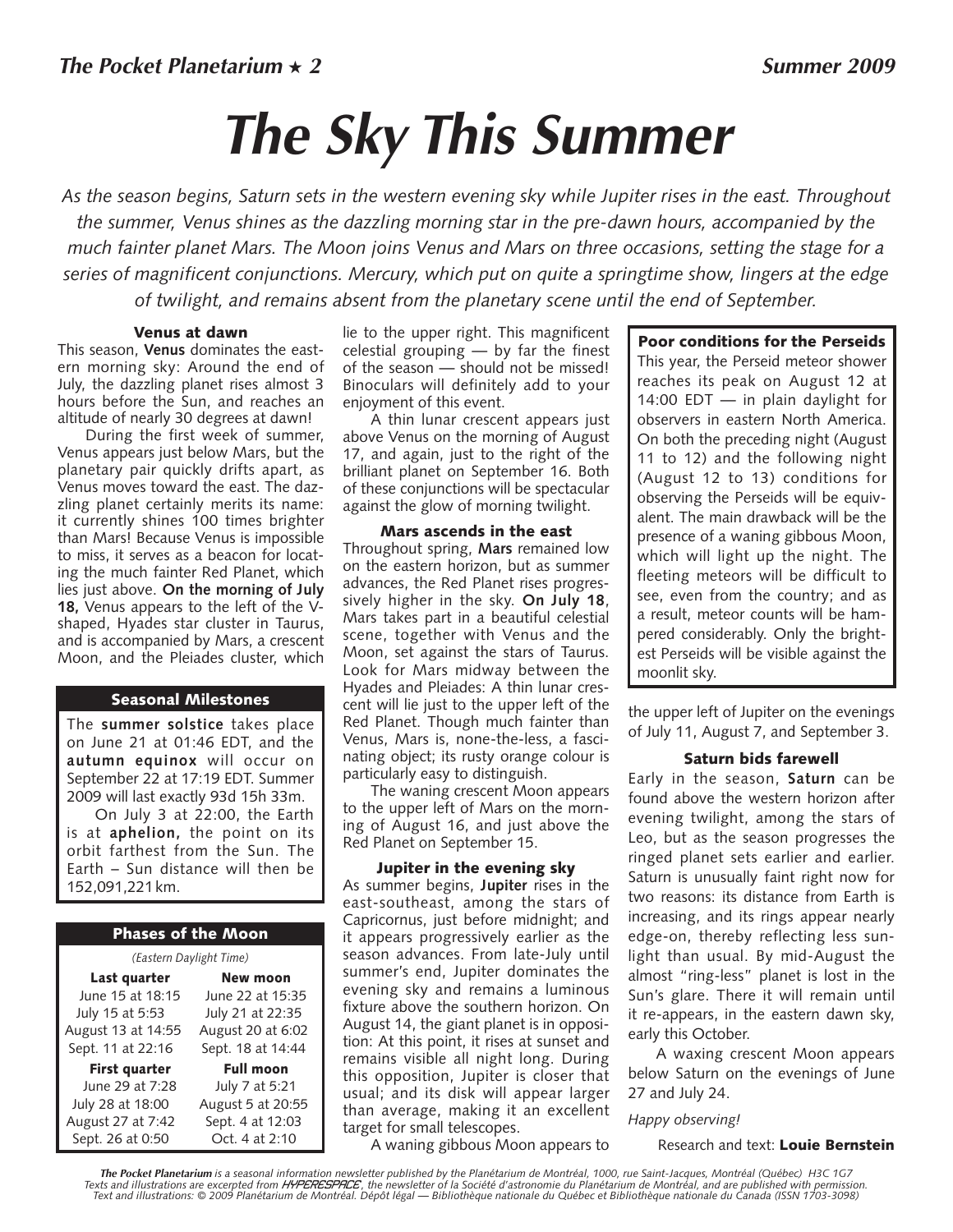# The Sky This Summer

*As the season begins, Saturn sets in the western evening sky while Jupiter rises in the east. Throughout the summer, Venus shines as the dazzling morning star in the pre-dawn hours, accompanied by the much fainter planet Mars. The Moon joins Venus and Mars on three occasions, setting the stage for a series of magnificent conjunctions. Mercury, which put on quite a springtime show, lingers at the edge of twilight, and remains absent from the planetary scene until the end of September.*

### Venus at dawn

This season, **Venus** dominates the eastern morning sky: Around the end of July, the dazzling planet rises almost 3 hours before the Sun, and reaches an altitude of nearly 30 degrees at dawn!

During the first week of summer, Venus appears just below Mars, but the planetary pair quickly drifts apart, as Venus moves toward the east. The dazzling planet certainly merits its name: it currently shines 100 times brighter than Mars! Because Venus is impossible to miss, it serves as a beacon for locating the much fainter Red Planet, which lies just above. **On the morning of July 18,** Venus appears to the left of the V-shaped, Hyades star cluster in Taurus, and is accompanied by Mars, a crescent Moon, and the Pleiades cluster, which lie to the upper right. This magnificent celestial grouping — by far the finest of the season — should not be missed! Binoculars will definitely add to your enjoyment of this event.

A thin lunar crescent appears just above Venus on the morning of August 17, and again, just to the right of the brilliant planet on September 16. Both of these conjunctions will be spectacular against the glow of morning twilight.

### Seasonal Milestones

The **summer solstice** takes place on June 21 at 01:46 EDT, and the **autumn equinox** will occur on September 22 at 17:19 EDT. Summer 2009 will last exactly 93d 15h 33m.

On July 3 at 22:00, the Earth is at **aphelion,** the point on its orbit farthest from the Sun. The Earth – Sun distance will then be 152,091,221 km.

### Phases of the Moon

*(Eastern Daylight Time)*

| **Last quarter** | **New moon** |
|---|---|
| June 15 at 18:15 | June 22 at 15:35 |
| July 15 at 5:53 | July 21 at 22:35 |
| August 13 at 14:55 | August 20 at 6:02 |
| Sept. 11 at 22:16 | Sept. 18 at 14:44 |
| **First quarter** | **Full moon** |
| June 29 at 7:28 | July 7 at 5:21 |
| July 28 at 18:00 | August 5 at 20:55 |
| August 27 at 7:42 | Sept. 4 at 12:03 |
| Sept. 26 at 0:50 | Oct. 4 at 2:10 |

### Mars ascends in the east

Throughout spring, **Mars** remained low on the eastern horizon, but as summer advances, the Red Planet rises progressively higher in the sky. **On July 18**, Mars takes part in a beautiful celestial scene, together with Venus and the Moon, set against the stars of Taurus. Look for Mars midway between the Hyades and Pleiades: A thin lunar crescent will lie just to the upper left of the Red Planet. Though much fainter than Venus, Mars is, none-the-less, a fascinating object; its rusty orange colour is particularly easy to distinguish.

The waning crescent Moon appears to the upper left of Mars on the morning of August 16, and just above the Red Planet on September 15.

### Jupiter in the evening sky

As summer begins, **Jupiter** rises in the east-southeast, among the stars of Capricornus, just before midnight; and it appears progressively earlier as the season advances. From late-July until summer's end, Jupiter dominates the evening sky and remains a luminous fixture above the southern horizon. On August 14, the giant planet is in opposition: At this point, it rises at sunset and remains visible all night long. During this opposition, Jupiter is closer that usual; and its disk will appear larger than average, making it an excellent target for small telescopes.

A waning gibbous Moon appears to the upper left of Jupiter on the evenings of July 11, August 7, and September 3.

### Poor conditions for the Perseids

This year, the Perseid meteor shower reaches its peak on August 12 at 14:00 EDT — in plain daylight for observers in eastern North America. On both the preceding night (August 11 to 12) and the following night (August 12 to 13) conditions for observing the Perseids will be equivalent. The main drawback will be the presence of a waning gibbous Moon, which will light up the night. The fleeting meteors will be difficult to see, even from the country; and as a result, meteor counts will be hampered considerably. Only the brightest Perseids will be visible against the moonlit sky.

### Saturn bids farewell

Early in the season, **Saturn** can be found above the western horizon after evening twilight, among the stars of Leo, but as the season progresses the ringed planet sets earlier and earlier. Saturn is unusually faint right now for two reasons: its distance from Earth is increasing, and its rings appear nearly edge-on, thereby reflecting less sunlight than usual. By mid-August the almost "ring-less" planet is lost in the Sun's glare. There it will remain until it re-appears, in the eastern dawn sky, early this October.

A waxing crescent Moon appears below Saturn on the evenings of June 27 and July 24.

*Happy observing!*

Research and text: **Louie Bernstein**

*The Pocket Planetarium is a seasonal information newsletter published by the Planétarium de Montréal, 1000, rue Saint-Jacques, Montréal (Québec) H3C 1G7. Texts and illustrations are excerpted from HYPERESPACE, the newsletter of la Société d'astronomie du Planétarium de Montréal, and are published with permission. Text and illustrations: © 2009 Planétarium de Montréal. Dépôt légal — Bibliothèque nationale du Québec et Bibliothèque nationale du Canada (ISSN 1703-3098)*